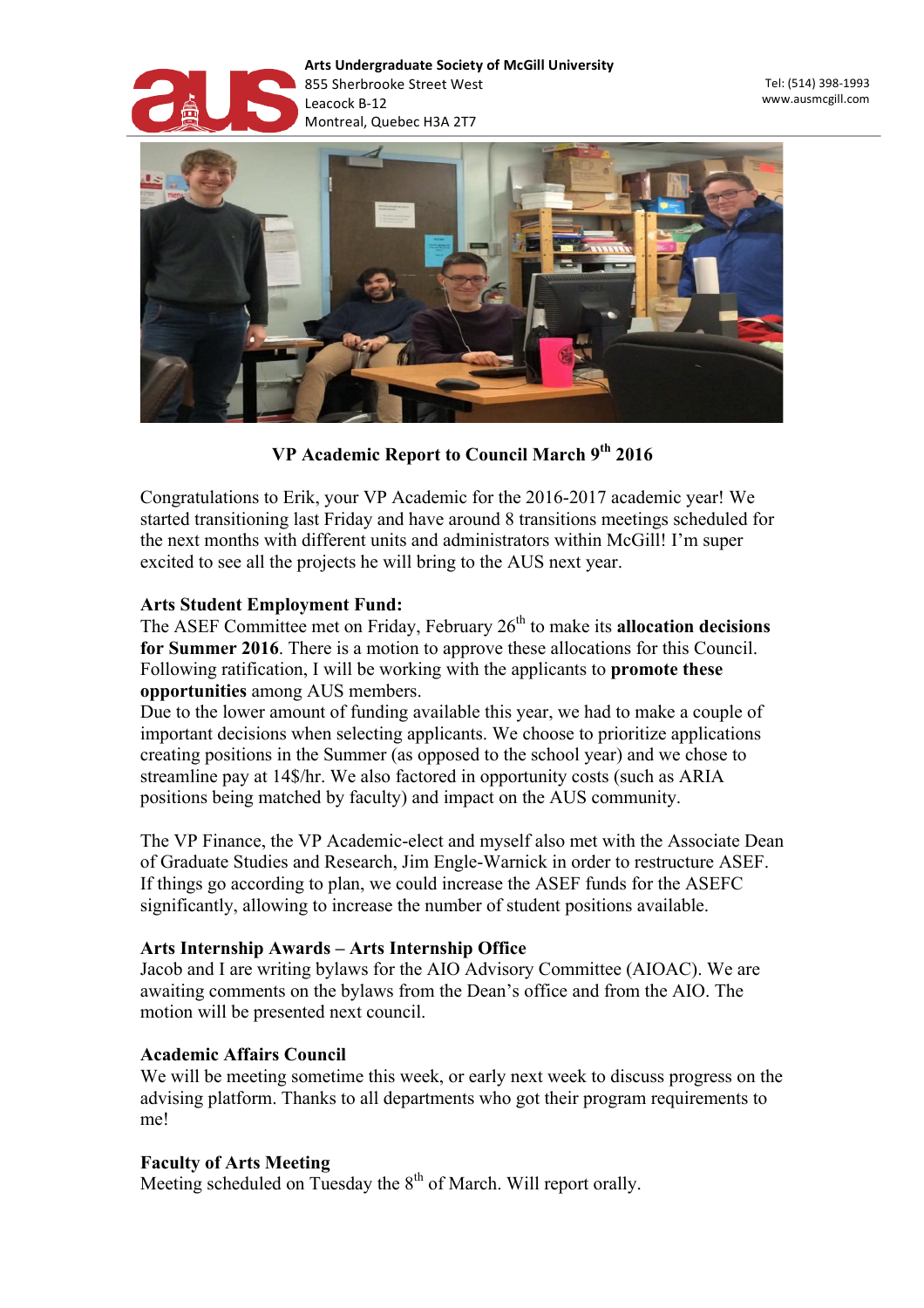**Arts Undergraduate Society of McGill University**
855 Sherbrooke Street West
Leacock B-12
Montreal, Quebec H3A 2T7

Tel: (514) 398-1993
www.ausmcgill.com

## VP Academic Report to Council March 9th 2016

Congratulations to Erik, your VP Academic for the 2016-2017 academic year! We started transitioning last Friday and have around 8 transitions meetings scheduled for the next months with different units and administrators within McGill! I'm super excited to see all the projects he will bring to the AUS next year.

### Arts Student Employment Fund:

The ASEF Committee met on Friday, February 26th to make its **allocation decisions for Summer 2016**. There is a motion to approve these allocations for this Council. Following ratification, I will be working with the applicants to **promote these opportunities** among AUS members.

Due to the lower amount of funding available this year, we had to make a couple of important decisions when selecting applicants. We choose to prioritize applications creating positions in the Summer (as opposed to the school year) and we chose to streamline pay at 14$/hr. We also factored in opportunity costs (such as ARIA positions being matched by faculty) and impact on the AUS community.

The VP Finance, the VP Academic-elect and myself also met with the Associate Dean of Graduate Studies and Research, Jim Engle-Warnick in order to restructure ASEF. If things go according to plan, we could increase the ASEF funds for the ASEFC significantly, allowing to increase the number of student positions available.

### Arts Internship Awards – Arts Internship Office

Jacob and I are writing bylaws for the AIO Advisory Committee (AIOAC). We are awaiting comments on the bylaws from the Dean's office and from the AIO. The motion will be presented next council.

### Academic Affairs Council

We will be meeting sometime this week, or early next week to discuss progress on the advising platform. Thanks to all departments who got their program requirements to me!

### Faculty of Arts Meeting

Meeting scheduled on Tuesday the 8th of March. Will report orally.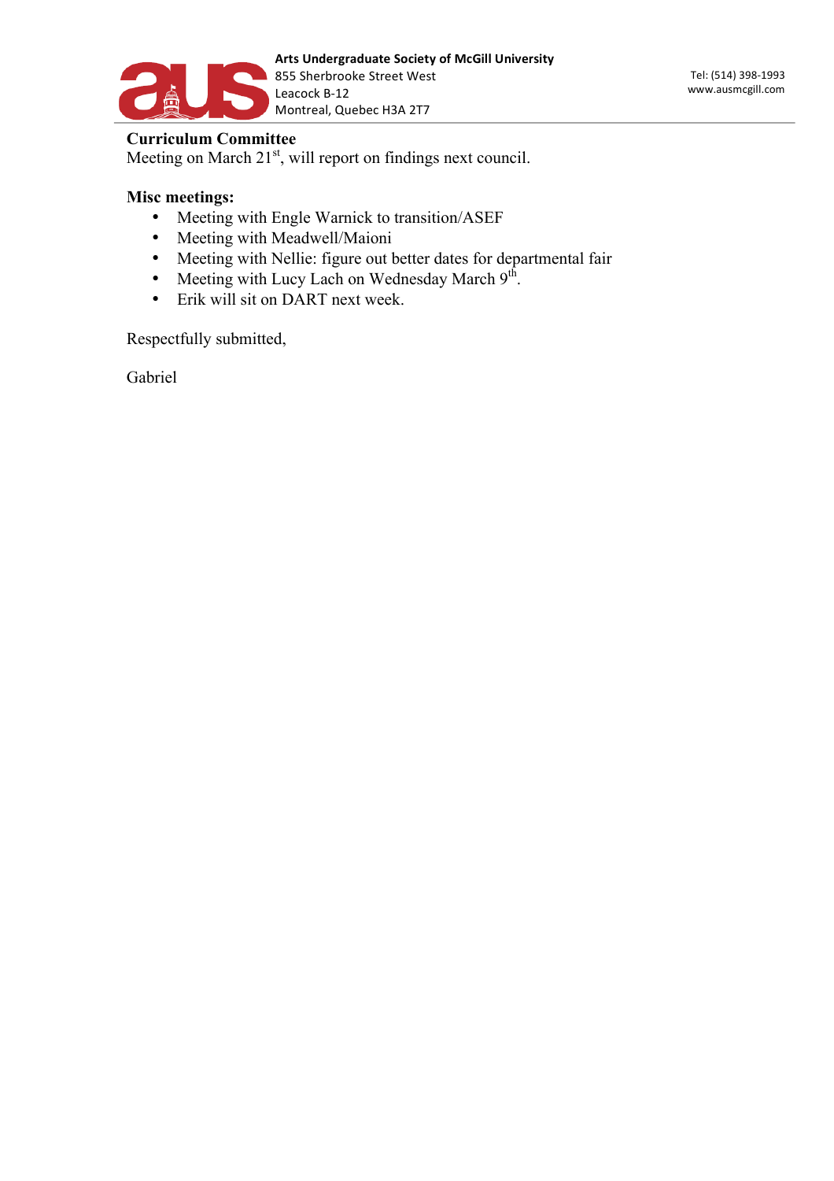**Curriculum Committee**
Meeting on March 21st, will report on findings next council.

**Misc meetings:**

- Meeting with Engle Warnick to transition/ASEF
- Meeting with Meadwell/Maioni
- Meeting with Nellie: figure out better dates for departmental fair
- Meeting with Lucy Lach on Wednesday March 9th.
- Erik will sit on DART next week.

Respectfully submitted,

Gabriel